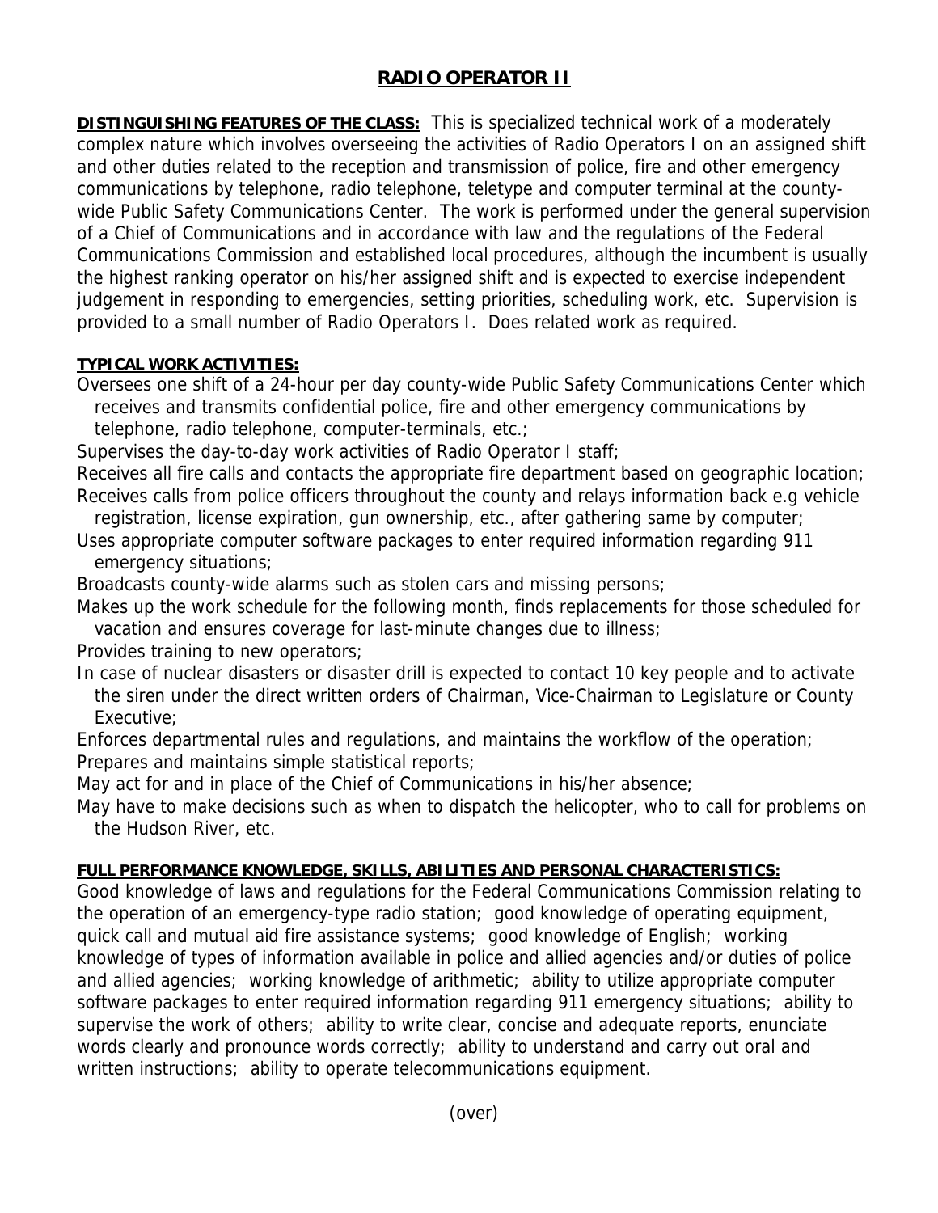# RADIO OPERATOR II

**DISTINGUISHING FEATURES OF THE CLASS:** This is specialized technical work of a moderately complex nature which involves overseeing the activities of Radio Operators I on an assigned shift and other duties related to the reception and transmission of police, fire and other emergency communications by telephone, radio telephone, teletype and computer terminal at the county-wide Public Safety Communications Center. The work is performed under the general supervision of a Chief of Communications and in accordance with law and the regulations of the Federal Communications Commission and established local procedures, although the incumbent is usually the highest ranking operator on his/her assigned shift and is expected to exercise independent judgement in responding to emergencies, setting priorities, scheduling work, etc. Supervision is provided to a small number of Radio Operators I. Does related work as required.

**TYPICAL WORK ACTIVITIES:**

Oversees one shift of a 24-hour per day county-wide Public Safety Communications Center which receives and transmits confidential police, fire and other emergency communications by telephone, radio telephone, computer-terminals, etc.;

Supervises the day-to-day work activities of Radio Operator I staff;

Receives all fire calls and contacts the appropriate fire department based on geographic location;

Receives calls from police officers throughout the county and relays information back e.g vehicle registration, license expiration, gun ownership, etc., after gathering same by computer;

Uses appropriate computer software packages to enter required information regarding 911 emergency situations;

Broadcasts county-wide alarms such as stolen cars and missing persons;

Makes up the work schedule for the following month, finds replacements for those scheduled for vacation and ensures coverage for last-minute changes due to illness;

Provides training to new operators;

In case of nuclear disasters or disaster drill is expected to contact 10 key people and to activate the siren under the direct written orders of Chairman, Vice-Chairman to Legislature or County Executive;

Enforces departmental rules and regulations, and maintains the workflow of the operation;

Prepares and maintains simple statistical reports;

May act for and in place of the Chief of Communications in his/her absence;

May have to make decisions such as when to dispatch the helicopter, who to call for problems on the Hudson River, etc.

**FULL PERFORMANCE KNOWLEDGE, SKILLS, ABILITIES AND PERSONAL CHARACTERISTICS:**

Good knowledge of laws and regulations for the Federal Communications Commission relating to the operation of an emergency-type radio station; good knowledge of operating equipment, quick call and mutual aid fire assistance systems; good knowledge of English; working knowledge of types of information available in police and allied agencies and/or duties of police and allied agencies; working knowledge of arithmetic; ability to utilize appropriate computer software packages to enter required information regarding 911 emergency situations; ability to supervise the work of others; ability to write clear, concise and adequate reports, enunciate words clearly and pronounce words correctly; ability to understand and carry out oral and written instructions; ability to operate telecommunications equipment.

(over)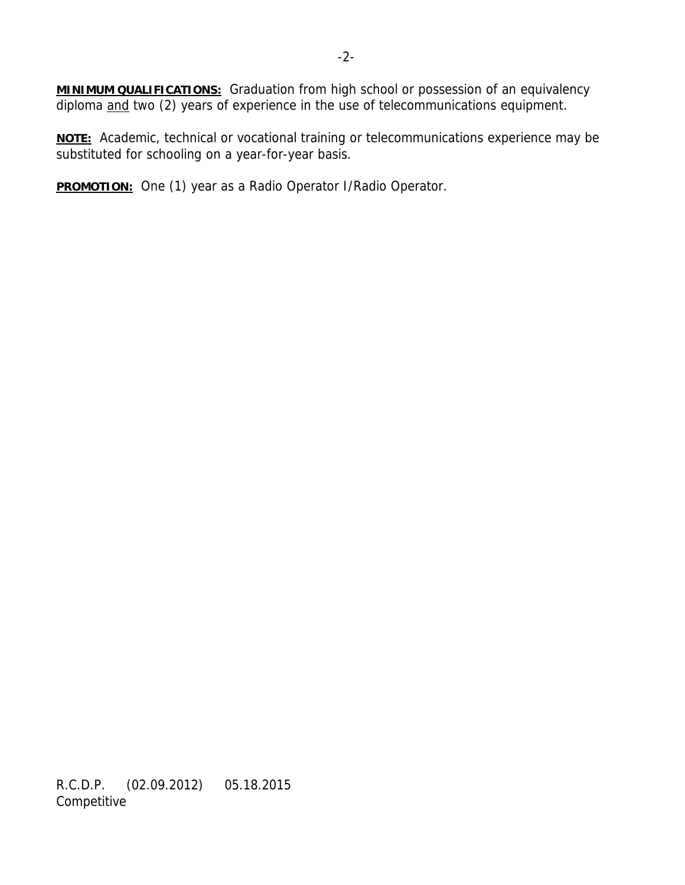**MINIMUM QUALIFICATIONS:** Graduation from high school or possession of an equivalency diploma and two (2) years of experience in the use of telecommunications equipment.

**NOTE:** Academic, technical or vocational training or telecommunications experience may be substituted for schooling on a year-for-year basis.

**PROMOTION:** One (1) year as a Radio Operator I/Radio Operator.

R.C.D.P. (02.09.2012) 05.18.2015
Competitive